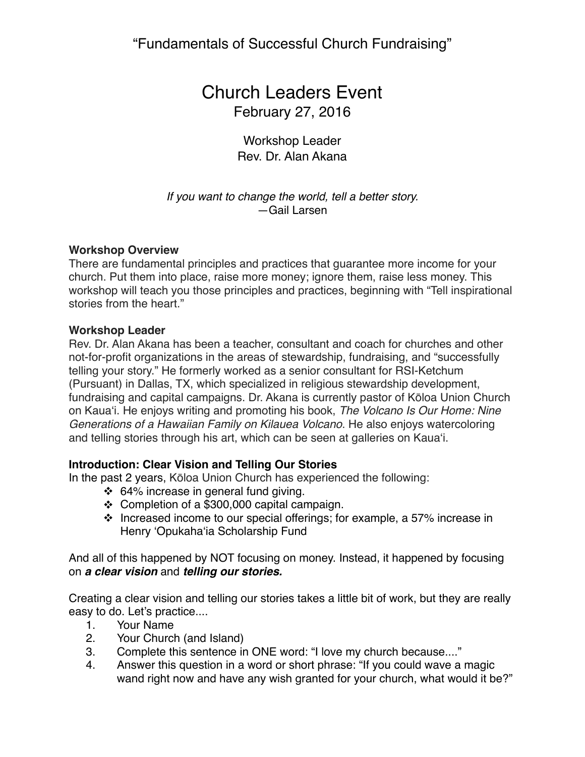"Fundamentals of Successful Church Fundraising"

# Church Leaders Event

February 27, 2016

Workshop Leader
Rev. Dr. Alan Akana

*If you want to change the world, tell a better story.*
—Gail Larsen

**Workshop Overview**
There are fundamental principles and practices that guarantee more income for your church. Put them into place, raise more money; ignore them, raise less money. This workshop will teach you those principles and practices, beginning with "Tell inspirational stories from the heart."

**Workshop Leader**
Rev. Dr. Alan Akana has been a teacher, consultant and coach for churches and other not-for-profit organizations in the areas of stewardship, fundraising, and "successfully telling your story." He formerly worked as a senior consultant for RSI-Ketchum (Pursuant) in Dallas, TX, which specialized in religious stewardship development, fundraising and capital campaigns. Dr. Akana is currently pastor of Kōloa Union Church on Kauaʻi. He enjoys writing and promoting his book, *The Volcano Is Our Home: Nine Generations of a Hawaiian Family on Kilauea Volcano*. He also enjoys watercoloring and telling stories through his art, which can be seen at galleries on Kauaʻi.

**Introduction: Clear Vision and Telling Our Stories**
In the past 2 years, Kōloa Union Church has experienced the following:

- 64% increase in general fund giving.
- Completion of a $300,000 capital campaign.
- Increased income to our special offerings; for example, a 57% increase in Henry ʻOpukahaʻia Scholarship Fund

And all of this happened by NOT focusing on money. Instead, it happened by focusing on ***a clear vision*** and ***telling our stories.***

Creating a clear vision and telling our stories takes a little bit of work, but they are really easy to do. Let's practice....

1. Your Name
2. Your Church (and Island)
3. Complete this sentence in ONE word: "I love my church because...."
4. Answer this question in a word or short phrase: "If you could wave a magic wand right now and have any wish granted for your church, what would it be?"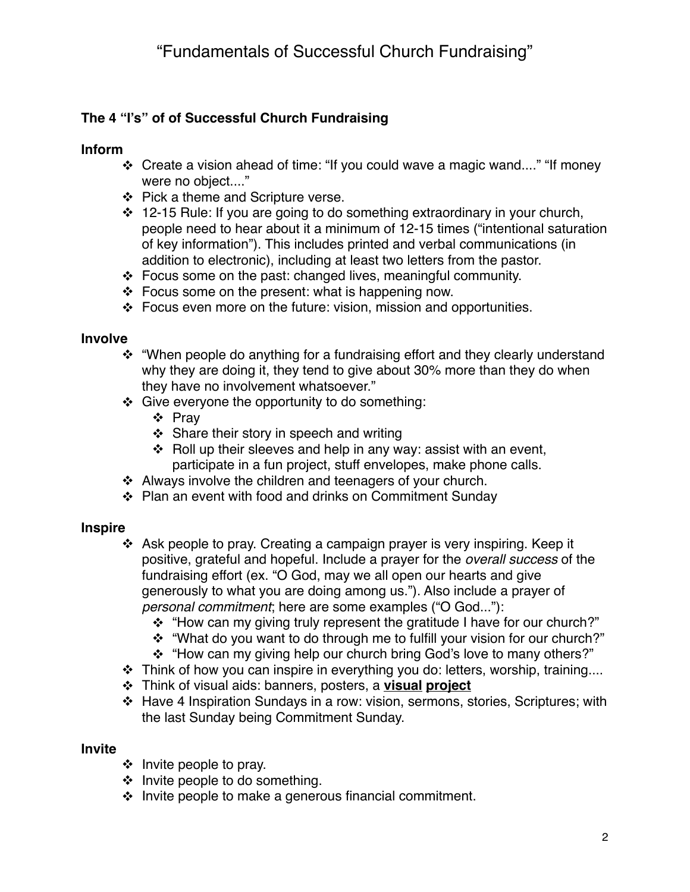# "Fundamentals of Successful Church Fundraising"

**The 4 "I's" of of Successful Church Fundraising**

**Inform**

- Create a vision ahead of time: "If you could wave a magic wand...." "If money were no object...."
- Pick a theme and Scripture verse.
- 12-15 Rule: If you are going to do something extraordinary in your church, people need to hear about it a minimum of 12-15 times ("intentional saturation of key information"). This includes printed and verbal communications (in addition to electronic), including at least two letters from the pastor.
- Focus some on the past: changed lives, meaningful community.
- Focus some on the present: what is happening now.
- Focus even more on the future: vision, mission and opportunities.

**Involve**

- "When people do anything for a fundraising effort and they clearly understand why they are doing it, they tend to give about 30% more than they do when they have no involvement whatsoever."
- Give everyone the opportunity to do something:
  - Pray
  - Share their story in speech and writing
  - Roll up their sleeves and help in any way: assist with an event, participate in a fun project, stuff envelopes, make phone calls.
- Always involve the children and teenagers of your church.
- Plan an event with food and drinks on Commitment Sunday

**Inspire**

- Ask people to pray. Creating a campaign prayer is very inspiring. Keep it positive, grateful and hopeful. Include a prayer for the *overall success* of the fundraising effort (ex. "O God, may we all open our hearts and give generously to what you are doing among us."). Also include a prayer of *personal commitment*; here are some examples ("O God..."):
  - "How can my giving truly represent the gratitude I have for our church?"
  - "What do you want to do through me to fulfill your vision for our church?"
  - "How can my giving help our church bring God's love to many others?"
- Think of how you can inspire in everything you do: letters, worship, training....
- Think of visual aids: banners, posters, a **visual project**
- Have 4 Inspiration Sundays in a row: vision, sermons, stories, Scriptures; with the last Sunday being Commitment Sunday.

**Invite**

- Invite people to pray.
- Invite people to do something.
- Invite people to make a generous financial commitment.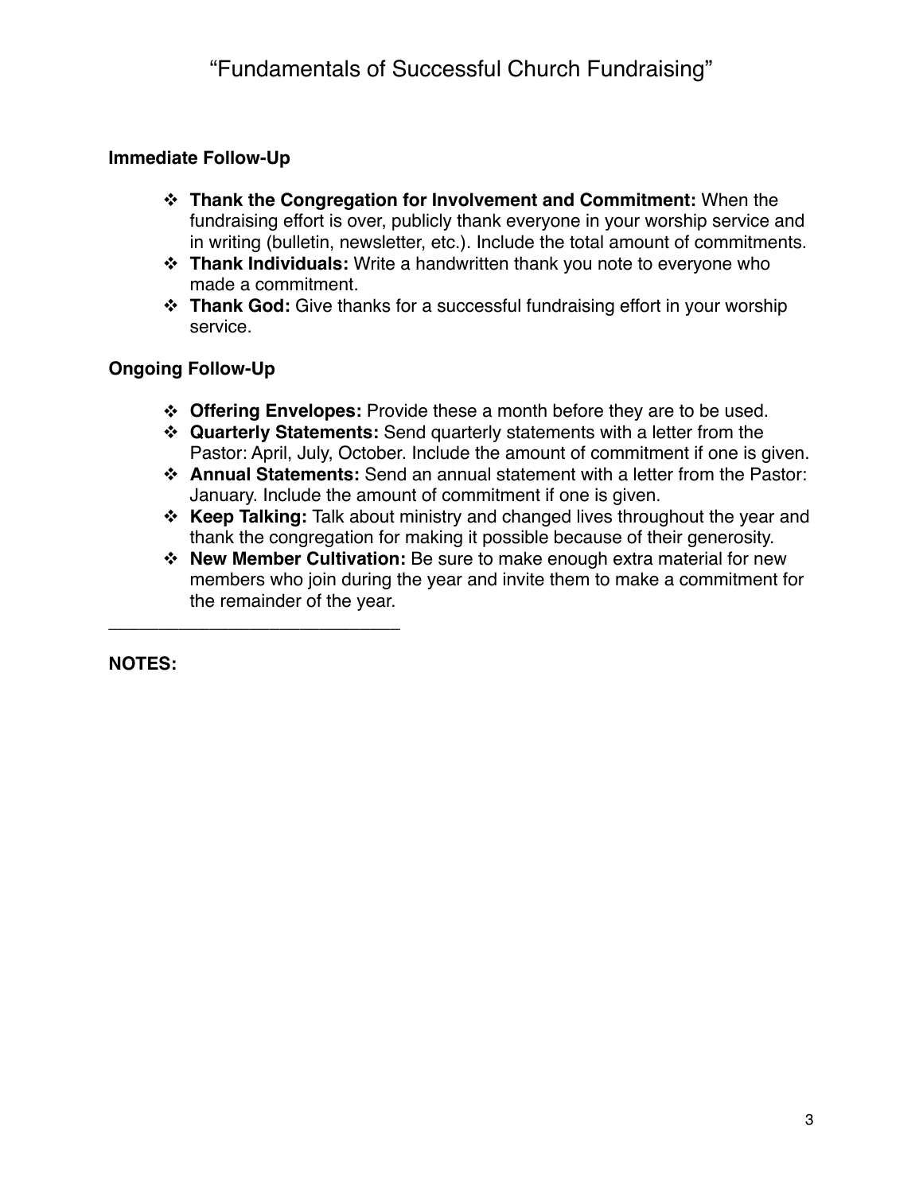**Immediate Follow-Up**

- **Thank the Congregation for Involvement and Commitment:** When the fundraising effort is over, publicly thank everyone in your worship service and in writing (bulletin, newsletter, etc.). Include the total amount of commitments.
- **Thank Individuals:** Write a handwritten thank you note to everyone who made a commitment.
- **Thank God:** Give thanks for a successful fundraising effort in your worship service.

**Ongoing Follow-Up**

- **Offering Envelopes:** Provide these a month before they are to be used.
- **Quarterly Statements:** Send quarterly statements with a letter from the Pastor: April, July, October. Include the amount of commitment if one is given.
- **Annual Statements:** Send an annual statement with a letter from the Pastor: January. Include the amount of commitment if one is given.
- **Keep Talking:** Talk about ministry and changed lives throughout the year and thank the congregation for making it possible because of their generosity.
- **New Member Cultivation:** Be sure to make enough extra material for new members who join during the year and invite them to make a commitment for the remainder of the year.

---

**NOTES:**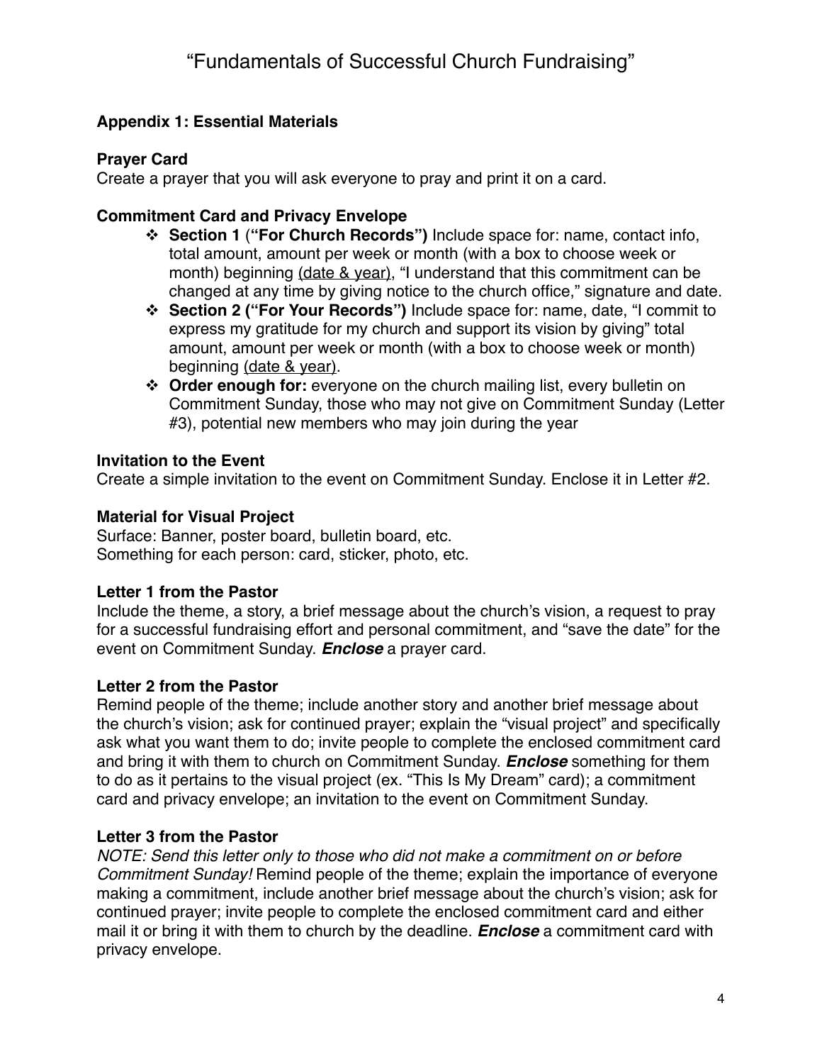## Appendix 1: Essential Materials

### Prayer Card

Create a prayer that you will ask everyone to pray and print it on a card.

### Commitment Card and Privacy Envelope

- **Section 1** (**"For Church Records")** Include space for: name, contact info, total amount, amount per week or month (with a box to choose week or month) beginning <u>(date & year)</u>, "I understand that this commitment can be changed at any time by giving notice to the church office," signature and date.
- **Section 2 ("For Your Records")** Include space for: name, date, "I commit to express my gratitude for my church and support its vision by giving" total amount, amount per week or month (with a box to choose week or month) beginning <u>(date & year)</u>.
- **Order enough for:** everyone on the church mailing list, every bulletin on Commitment Sunday, those who may not give on Commitment Sunday (Letter #3), potential new members who may join during the year

### Invitation to the Event

Create a simple invitation to the event on Commitment Sunday. Enclose it in Letter #2.

### Material for Visual Project

Surface: Banner, poster board, bulletin board, etc.
Something for each person: card, sticker, photo, etc.

### Letter 1 from the Pastor

Include the theme, a story, a brief message about the church's vision, a request to pray for a successful fundraising effort and personal commitment, and "save the date" for the event on Commitment Sunday. ***Enclose*** a prayer card.

### Letter 2 from the Pastor

Remind people of the theme; include another story and another brief message about the church's vision; ask for continued prayer; explain the "visual project" and specifically ask what you want them to do; invite people to complete the enclosed commitment card and bring it with them to church on Commitment Sunday. ***Enclose*** something for them to do as it pertains to the visual project (ex. "This Is My Dream" card); a commitment card and privacy envelope; an invitation to the event on Commitment Sunday.

### Letter 3 from the Pastor

*NOTE: Send this letter only to those who did not make a commitment on or before Commitment Sunday!* Remind people of the theme; explain the importance of everyone making a commitment, include another brief message about the church's vision; ask for continued prayer; invite people to complete the enclosed commitment card and either mail it or bring it with them to church by the deadline. ***Enclose*** a commitment card with privacy envelope.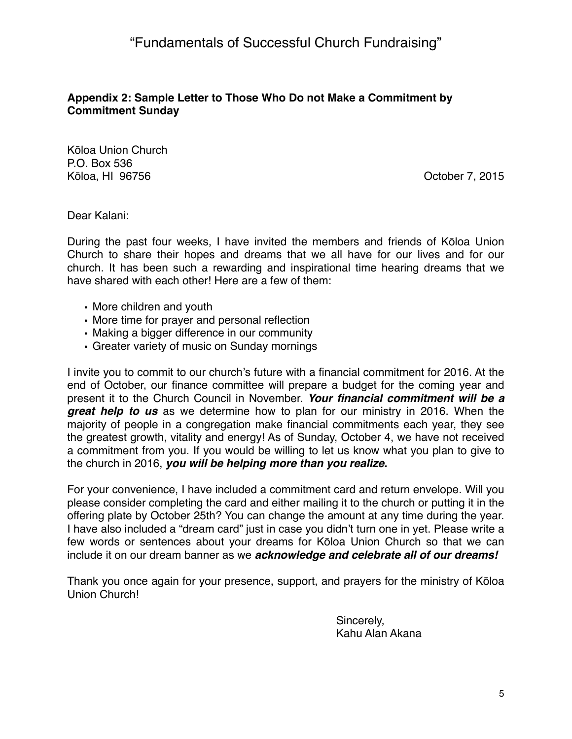## Appendix 2: Sample Letter to Those Who Do not Make a Commitment by Commitment Sunday

Kōloa Union Church
P.O. Box 536
Kōloa, HI 96756

October 7, 2015

Dear Kalani:

During the past four weeks, I have invited the members and friends of Kōloa Union Church to share their hopes and dreams that we all have for our lives and for our church. It has been such a rewarding and inspirational time hearing dreams that we have shared with each other! Here are a few of them:

- More children and youth
- More time for prayer and personal reflection
- Making a bigger difference in our community
- Greater variety of music on Sunday mornings

I invite you to commit to our church's future with a financial commitment for 2016. At the end of October, our finance committee will prepare a budget for the coming year and present it to the Church Council in November. ***Your financial commitment will be a great help to us*** as we determine how to plan for our ministry in 2016. When the majority of people in a congregation make financial commitments each year, they see the greatest growth, vitality and energy! As of Sunday, October 4, we have not received a commitment from you. If you would be willing to let us know what you plan to give to the church in 2016, ***you will be helping more than you realize.***

For your convenience, I have included a commitment card and return envelope. Will you please consider completing the card and either mailing it to the church or putting it in the offering plate by October 25th? You can change the amount at any time during the year. I have also included a "dream card" just in case you didn't turn one in yet. Please write a few words or sentences about your dreams for Kōloa Union Church so that we can include it on our dream banner as we ***acknowledge and celebrate all of our dreams!***

Thank you once again for your presence, support, and prayers for the ministry of Kōloa Union Church!

Sincerely,
Kahu Alan Akana